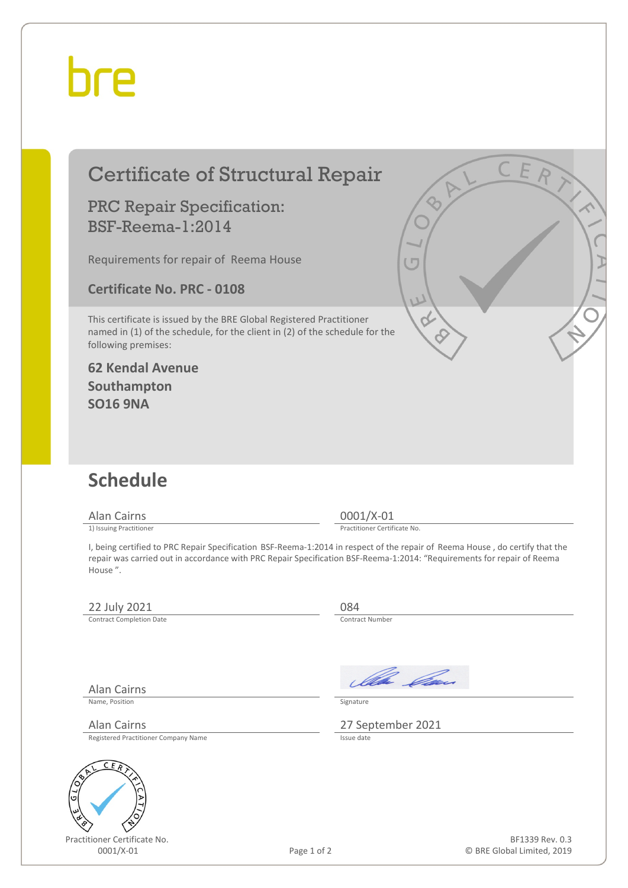bre

# Certificate of Structural Repair

## PRC Repair Specification: BSF-Reema-1:2014

Requirements for repair of Reema House

**Certificate No. PRC - 0108**

This certificate is issued by the BRE Global Registered Practitioner named in (1) of the schedule, for the client in (2) of the schedule for the following premises:

**62 Kendal Avenue**
**Southampton**
**SO16 9NA**

## Schedule

| Alan Cairns | 0001/X-01 |
|---|---|
| 1) Issuing Practitioner | Practitioner Certificate No. |

I, being certified to PRC Repair Specification BSF-Reema-1:2014 in respect of the repair of Reema House , do certify that the repair was carried out in accordance with PRC Repair Specification BSF-Reema-1:2014: "Requirements for repair of Reema House ".

| 22 July 2021 | 084 |
|---|---|
| Contract Completion Date | Contract Number |

| Alan Cairns | [Signature] |
|---|---|
| Name, Position | Signature |
| Alan Cairns | 27 September 2021 |
| Registered Practitioner Company Name | Issue date |

Practitioner Certificate No.
0001/X-01

BF1339 Rev. 0.3
© BRE Global Limited, 2019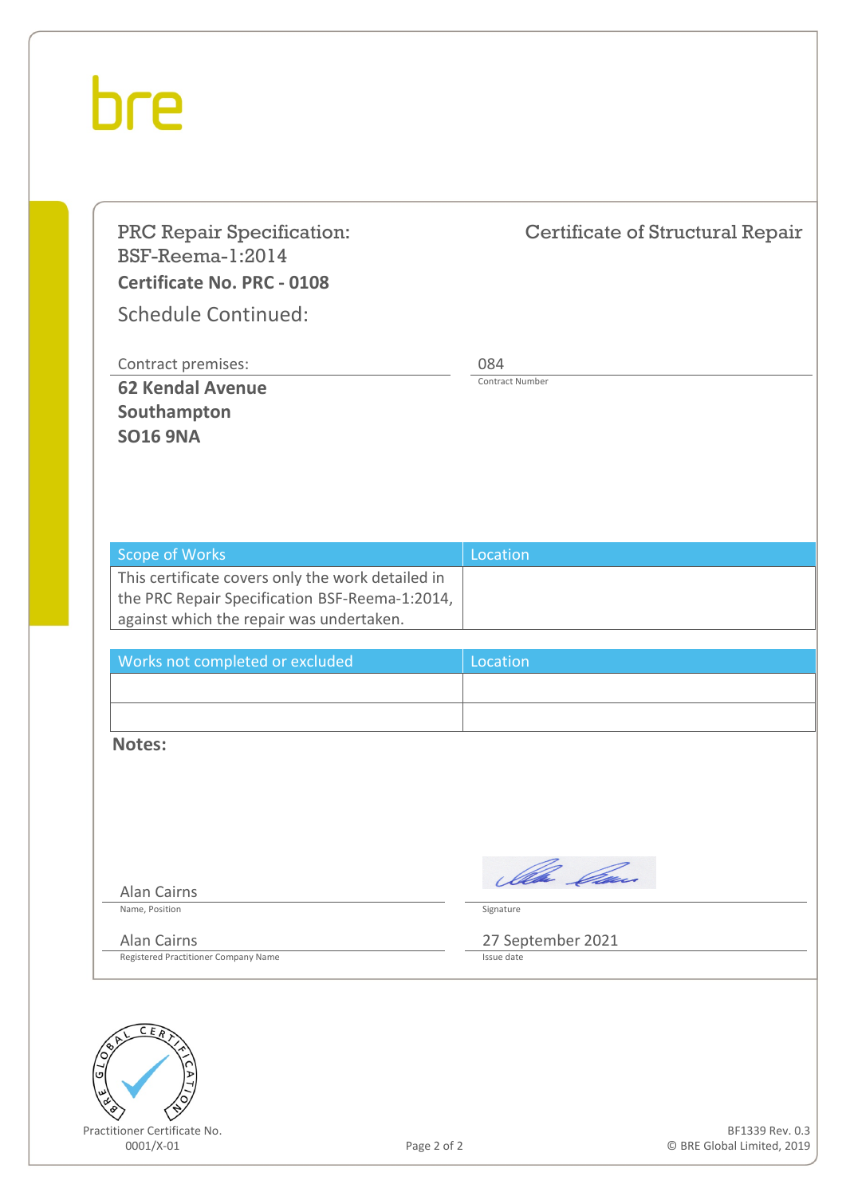bre

PRC Repair Specification:
BSF-Reema-1:2014

**Certificate No. PRC - 0108**

Certificate of Structural Repair

## Schedule Continued:

Contract premises:

**62 Kendal Avenue**
**Southampton**
**SO16 9NA**

084
Contract Number

| Scope of Works | Location |
| --- | --- |
| This certificate covers only the work detailed in the PRC Repair Specification BSF-Reema-1:2014, against which the repair was undertaken. | |

| Works not completed or excluded | Location |
| --- | --- |
| | |
| | |

**Notes:**

Alan Cairns
Name, Position

Signature

Alan Cairns
Registered Practitioner Company Name

27 September 2021
Issue date

BRE GLOBAL CERTIFICATION

Practitioner Certificate No.
0001/X-01

BF1339 Rev. 0.3
© BRE Global Limited, 2019